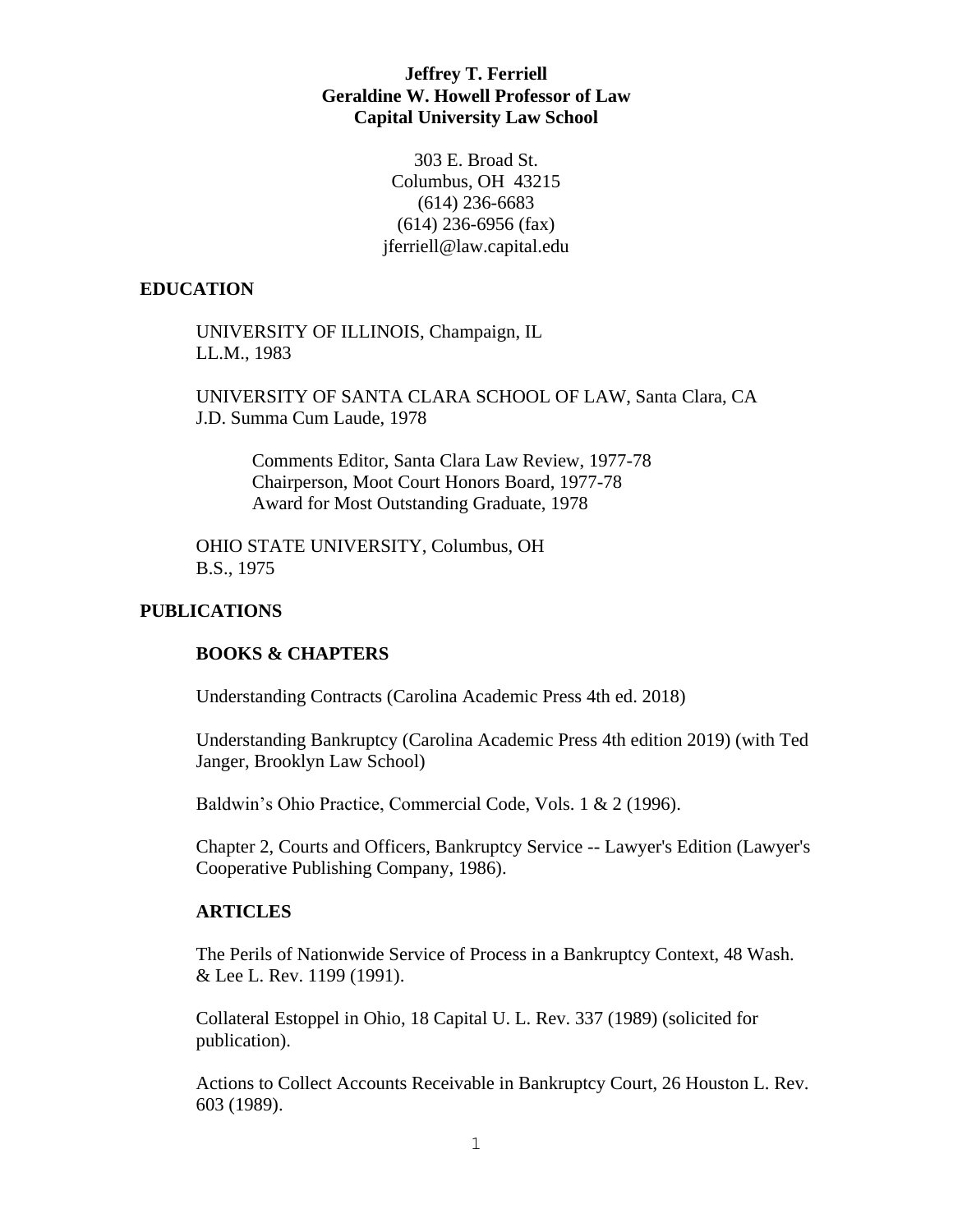# Jeffrey T. Ferriell
## Geraldine W. Howell Professor of Law
## Capital University Law School

303 E. Broad St.
Columbus, OH 43215
(614) 236-6683
(614) 236-6956 (fax)
jferriell@law.capital.edu

## EDUCATION

UNIVERSITY OF ILLINOIS, Champaign, IL
LL.M., 1983

UNIVERSITY OF SANTA CLARA SCHOOL OF LAW, Santa Clara, CA
J.D. Summa Cum Laude, 1978

- Comments Editor, Santa Clara Law Review, 1977-78
- Chairperson, Moot Court Honors Board, 1977-78
- Award for Most Outstanding Graduate, 1978

OHIO STATE UNIVERSITY, Columbus, OH
B.S., 1975

## PUBLICATIONS

### BOOKS & CHAPTERS

Understanding Contracts (Carolina Academic Press 4th ed. 2018)

Understanding Bankruptcy (Carolina Academic Press 4th edition 2019) (with Ted Janger, Brooklyn Law School)

Baldwin's Ohio Practice, Commercial Code, Vols. 1 & 2 (1996).

Chapter 2, Courts and Officers, Bankruptcy Service -- Lawyer's Edition (Lawyer's Cooperative Publishing Company, 1986).

### ARTICLES

The Perils of Nationwide Service of Process in a Bankruptcy Context, 48 Wash. & Lee L. Rev. 1199 (1991).

Collateral Estoppel in Ohio, 18 Capital U. L. Rev. 337 (1989) (solicited for publication).

Actions to Collect Accounts Receivable in Bankruptcy Court, 26 Houston L. Rev. 603 (1989).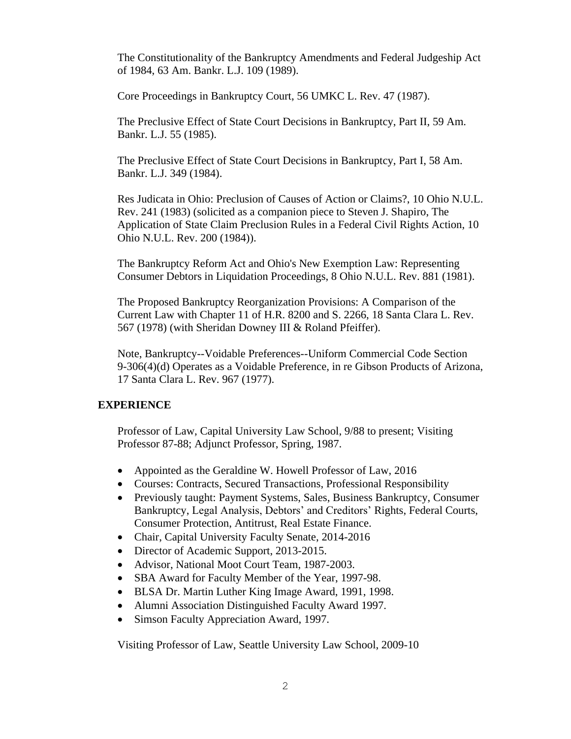The Constitutionality of the Bankruptcy Amendments and Federal Judgeship Act of 1984, 63 Am. Bankr. L.J. 109 (1989).

Core Proceedings in Bankruptcy Court, 56 UMKC L. Rev. 47 (1987).

The Preclusive Effect of State Court Decisions in Bankruptcy, Part II, 59 Am. Bankr. L.J. 55 (1985).

The Preclusive Effect of State Court Decisions in Bankruptcy, Part I, 58 Am. Bankr. L.J. 349 (1984).

Res Judicata in Ohio: Preclusion of Causes of Action or Claims?, 10 Ohio N.U.L. Rev. 241 (1983) (solicited as a companion piece to Steven J. Shapiro, The Application of State Claim Preclusion Rules in a Federal Civil Rights Action, 10 Ohio N.U.L. Rev. 200 (1984)).

The Bankruptcy Reform Act and Ohio's New Exemption Law: Representing Consumer Debtors in Liquidation Proceedings, 8 Ohio N.U.L. Rev. 881 (1981).

The Proposed Bankruptcy Reorganization Provisions: A Comparison of the Current Law with Chapter 11 of H.R. 8200 and S. 2266, 18 Santa Clara L. Rev. 567 (1978) (with Sheridan Downey III & Roland Pfeiffer).

Note, Bankruptcy--Voidable Preferences--Uniform Commercial Code Section 9-306(4)(d) Operates as a Voidable Preference, in re Gibson Products of Arizona, 17 Santa Clara L. Rev. 967 (1977).

**EXPERIENCE**

Professor of Law, Capital University Law School, 9/88 to present; Visiting Professor 87-88; Adjunct Professor, Spring, 1987.

- Appointed as the Geraldine W. Howell Professor of Law, 2016
- Courses: Contracts, Secured Transactions, Professional Responsibility
- Previously taught: Payment Systems, Sales, Business Bankruptcy, Consumer Bankruptcy, Legal Analysis, Debtors' and Creditors' Rights, Federal Courts, Consumer Protection, Antitrust, Real Estate Finance.
- Chair, Capital University Faculty Senate, 2014-2016
- Director of Academic Support, 2013-2015.
- Advisor, National Moot Court Team, 1987-2003.
- SBA Award for Faculty Member of the Year, 1997-98.
- BLSA Dr. Martin Luther King Image Award, 1991, 1998.
- Alumni Association Distinguished Faculty Award 1997.
- Simson Faculty Appreciation Award, 1997.

Visiting Professor of Law, Seattle University Law School, 2009-10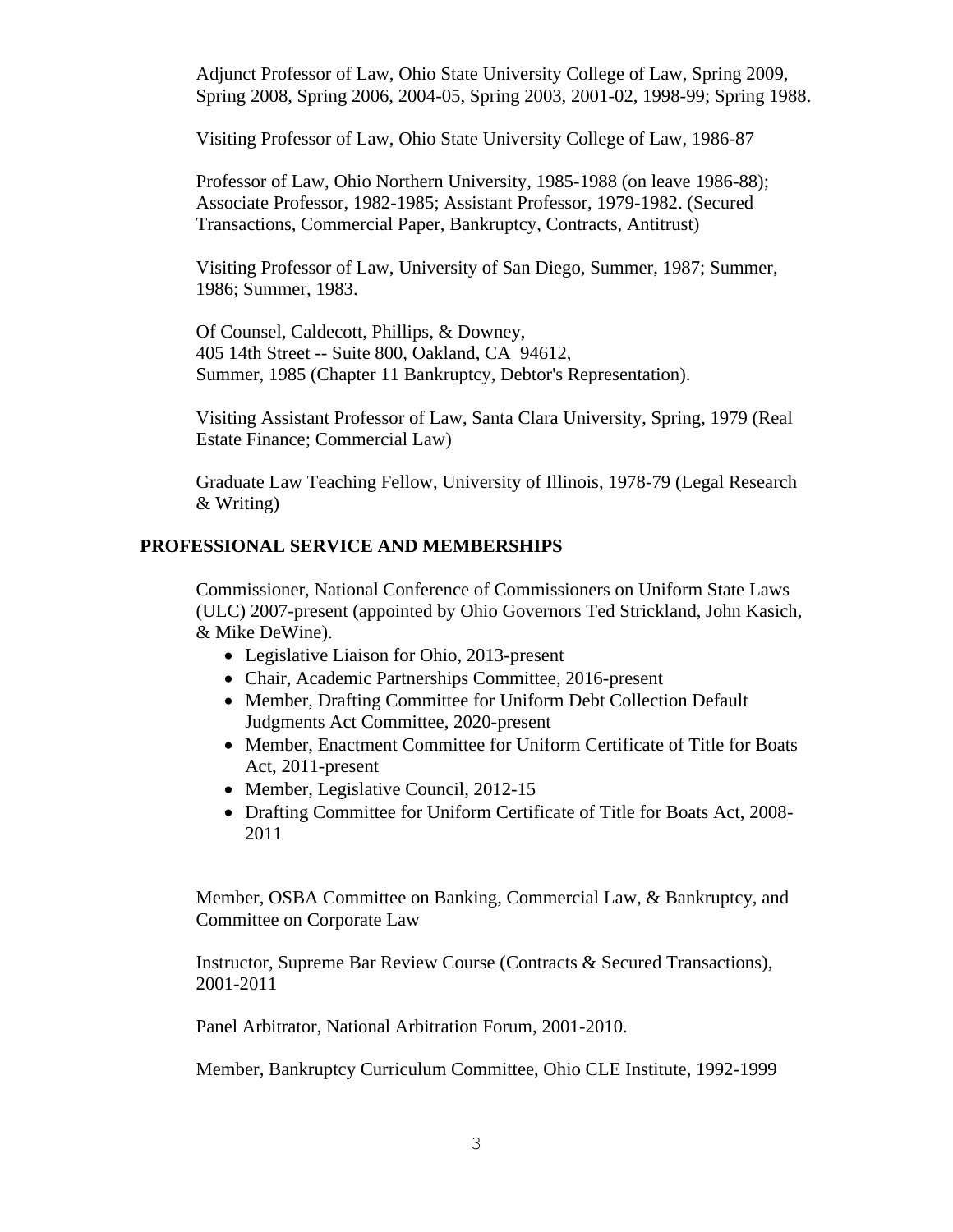Adjunct Professor of Law, Ohio State University College of Law, Spring 2009, Spring 2008, Spring 2006, 2004-05, Spring 2003, 2001-02, 1998-99; Spring 1988.

Visiting Professor of Law, Ohio State University College of Law, 1986-87

Professor of Law, Ohio Northern University, 1985-1988 (on leave 1986-88); Associate Professor, 1982-1985; Assistant Professor, 1979-1982. (Secured Transactions, Commercial Paper, Bankruptcy, Contracts, Antitrust)

Visiting Professor of Law, University of San Diego, Summer, 1987; Summer, 1986; Summer, 1983.

Of Counsel, Caldecott, Phillips, & Downey,
405 14th Street -- Suite 800, Oakland, CA 94612,
Summer, 1985 (Chapter 11 Bankruptcy, Debtor's Representation).

Visiting Assistant Professor of Law, Santa Clara University, Spring, 1979 (Real Estate Finance; Commercial Law)

Graduate Law Teaching Fellow, University of Illinois, 1978-79 (Legal Research & Writing)

## PROFESSIONAL SERVICE AND MEMBERSHIPS

Commissioner, National Conference of Commissioners on Uniform State Laws (ULC) 2007-present (appointed by Ohio Governors Ted Strickland, John Kasich, & Mike DeWine).

- Legislative Liaison for Ohio, 2013-present
- Chair, Academic Partnerships Committee, 2016-present
- Member, Drafting Committee for Uniform Debt Collection Default Judgments Act Committee, 2020-present
- Member, Enactment Committee for Uniform Certificate of Title for Boats Act, 2011-present
- Member, Legislative Council, 2012-15
- Drafting Committee for Uniform Certificate of Title for Boats Act, 2008-2011

Member, OSBA Committee on Banking, Commercial Law, & Bankruptcy, and Committee on Corporate Law

Instructor, Supreme Bar Review Course (Contracts & Secured Transactions), 2001-2011

Panel Arbitrator, National Arbitration Forum, 2001-2010.

Member, Bankruptcy Curriculum Committee, Ohio CLE Institute, 1992-1999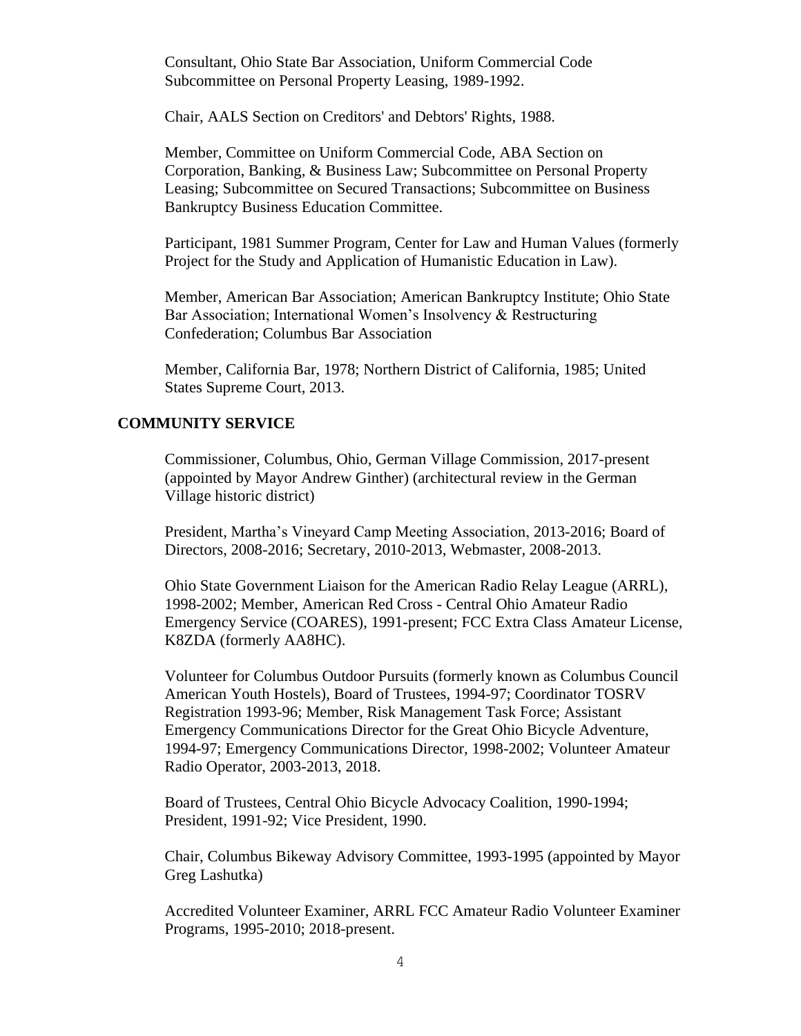Consultant, Ohio State Bar Association, Uniform Commercial Code Subcommittee on Personal Property Leasing, 1989-1992.

Chair, AALS Section on Creditors' and Debtors' Rights, 1988.

Member, Committee on Uniform Commercial Code, ABA Section on Corporation, Banking, & Business Law; Subcommittee on Personal Property Leasing; Subcommittee on Secured Transactions; Subcommittee on Business Bankruptcy Business Education Committee.

Participant, 1981 Summer Program, Center for Law and Human Values (formerly Project for the Study and Application of Humanistic Education in Law).

Member, American Bar Association; American Bankruptcy Institute; Ohio State Bar Association; International Women's Insolvency & Restructuring Confederation; Columbus Bar Association

Member, California Bar, 1978; Northern District of California, 1985; United States Supreme Court, 2013.

## COMMUNITY SERVICE

Commissioner, Columbus, Ohio, German Village Commission, 2017-present (appointed by Mayor Andrew Ginther) (architectural review in the German Village historic district)

President, Martha's Vineyard Camp Meeting Association, 2013-2016; Board of Directors, 2008-2016; Secretary, 2010-2013, Webmaster, 2008-2013.

Ohio State Government Liaison for the American Radio Relay League (ARRL), 1998-2002; Member, American Red Cross - Central Ohio Amateur Radio Emergency Service (COARES), 1991-present; FCC Extra Class Amateur License, K8ZDA (formerly AA8HC).

Volunteer for Columbus Outdoor Pursuits (formerly known as Columbus Council American Youth Hostels), Board of Trustees, 1994-97; Coordinator TOSRV Registration 1993-96; Member, Risk Management Task Force; Assistant Emergency Communications Director for the Great Ohio Bicycle Adventure, 1994-97; Emergency Communications Director, 1998-2002; Volunteer Amateur Radio Operator, 2003-2013, 2018.

Board of Trustees, Central Ohio Bicycle Advocacy Coalition, 1990-1994; President, 1991-92; Vice President, 1990.

Chair, Columbus Bikeway Advisory Committee, 1993-1995 (appointed by Mayor Greg Lashutka)

Accredited Volunteer Examiner, ARRL FCC Amateur Radio Volunteer Examiner Programs, 1995-2010; 2018-present.